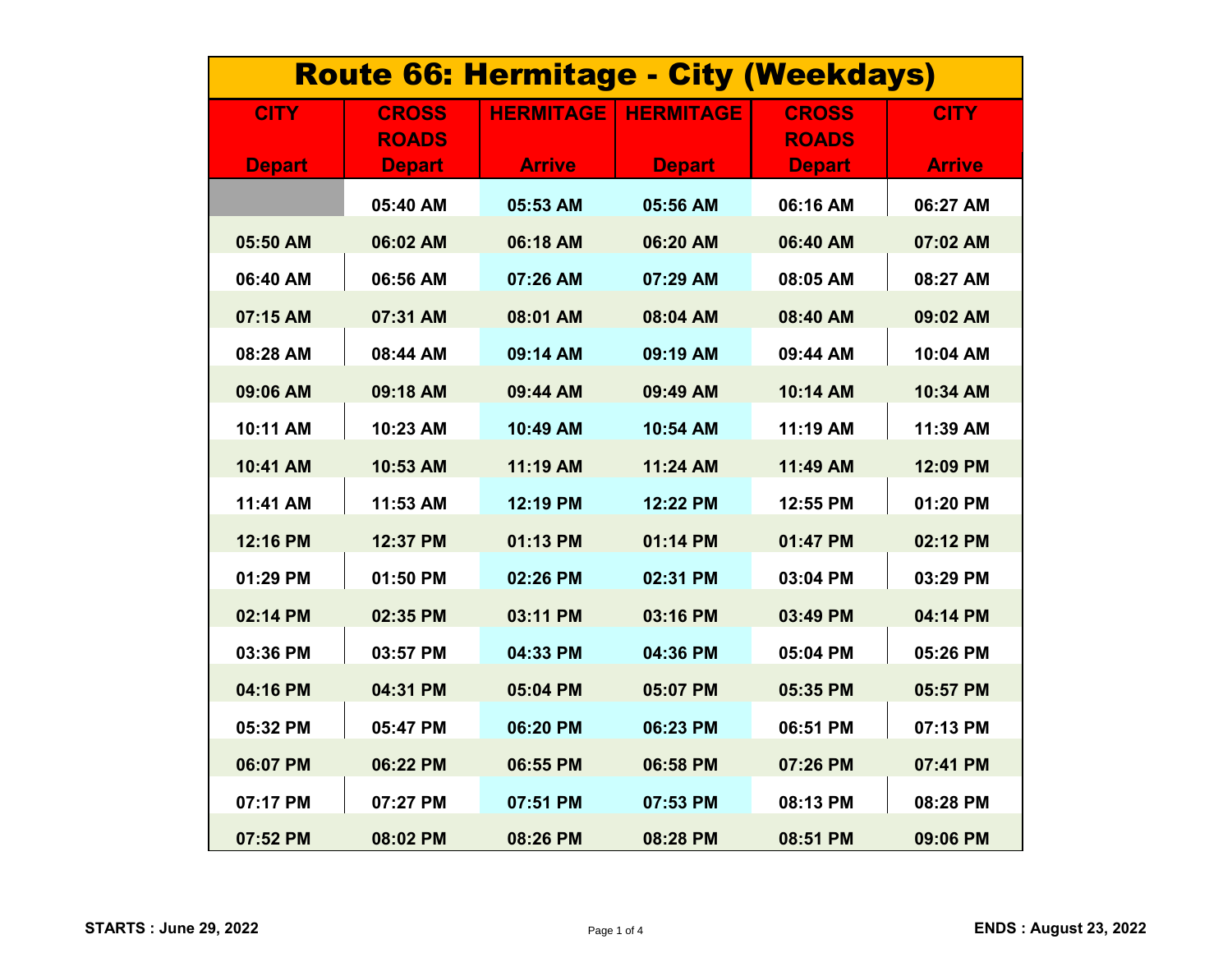# Route 66: Hermitage - City (Weekdays)

| CITY Depart | CROSS ROADS Depart | HERMITAGE Arrive | HERMITAGE Depart | CROSS ROADS Depart | CITY Arrive |
|---|---|---|---|---|---|
| | 05:40 AM | 05:53 AM | 05:56 AM | 06:16 AM | 06:27 AM |
| 05:50 AM | 06:02 AM | 06:18 AM | 06:20 AM | 06:40 AM | 07:02 AM |
| 06:40 AM | 06:56 AM | 07:26 AM | 07:29 AM | 08:05 AM | 08:27 AM |
| 07:15 AM | 07:31 AM | 08:01 AM | 08:04 AM | 08:40 AM | 09:02 AM |
| 08:28 AM | 08:44 AM | 09:14 AM | 09:19 AM | 09:44 AM | 10:04 AM |
| 09:06 AM | 09:18 AM | 09:44 AM | 09:49 AM | 10:14 AM | 10:34 AM |
| 10:11 AM | 10:23 AM | 10:49 AM | 10:54 AM | 11:19 AM | 11:39 AM |
| 10:41 AM | 10:53 AM | 11:19 AM | 11:24 AM | 11:49 AM | 12:09 PM |
| 11:41 AM | 11:53 AM | 12:19 PM | 12:22 PM | 12:55 PM | 01:20 PM |
| 12:16 PM | 12:37 PM | 01:13 PM | 01:14 PM | 01:47 PM | 02:12 PM |
| 01:29 PM | 01:50 PM | 02:26 PM | 02:31 PM | 03:04 PM | 03:29 PM |
| 02:14 PM | 02:35 PM | 03:11 PM | 03:16 PM | 03:49 PM | 04:14 PM |
| 03:36 PM | 03:57 PM | 04:33 PM | 04:36 PM | 05:04 PM | 05:26 PM |
| 04:16 PM | 04:31 PM | 05:04 PM | 05:07 PM | 05:35 PM | 05:57 PM |
| 05:32 PM | 05:47 PM | 06:20 PM | 06:23 PM | 06:51 PM | 07:13 PM |
| 06:07 PM | 06:22 PM | 06:55 PM | 06:58 PM | 07:26 PM | 07:41 PM |
| 07:17 PM | 07:27 PM | 07:51 PM | 07:53 PM | 08:13 PM | 08:28 PM |
| 07:52 PM | 08:02 PM | 08:26 PM | 08:28 PM | 08:51 PM | 09:06 PM |

**STARTS : June 29, 2022** **ENDS : August 23, 2022**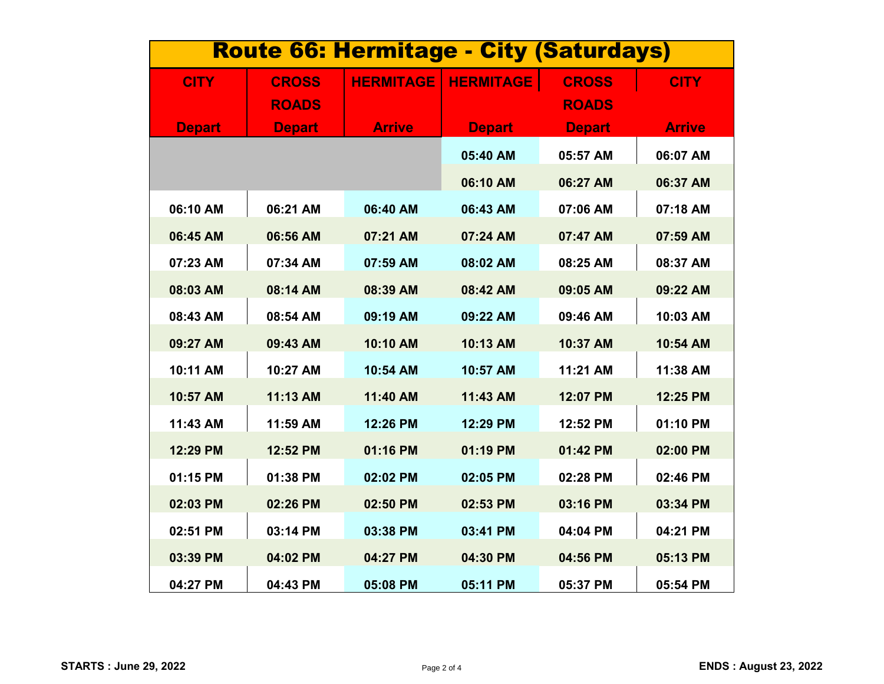# Route 66: Hermitage - City (Saturdays)

| CITY Depart | CROSS ROADS Depart | HERMITAGE Arrive | HERMITAGE Depart | CROSS ROADS Depart | CITY Arrive |
|---|---|---|---|---|---|
| | | | 05:40 AM | 05:57 AM | 06:07 AM |
| | | | 06:10 AM | 06:27 AM | 06:37 AM |
| 06:10 AM | 06:21 AM | 06:40 AM | 06:43 AM | 07:06 AM | 07:18 AM |
| 06:45 AM | 06:56 AM | 07:21 AM | 07:24 AM | 07:47 AM | 07:59 AM |
| 07:23 AM | 07:34 AM | 07:59 AM | 08:02 AM | 08:25 AM | 08:37 AM |
| 08:03 AM | 08:14 AM | 08:39 AM | 08:42 AM | 09:05 AM | 09:22 AM |
| 08:43 AM | 08:54 AM | 09:19 AM | 09:22 AM | 09:46 AM | 10:03 AM |
| 09:27 AM | 09:43 AM | 10:10 AM | 10:13 AM | 10:37 AM | 10:54 AM |
| 10:11 AM | 10:27 AM | 10:54 AM | 10:57 AM | 11:21 AM | 11:38 AM |
| 10:57 AM | 11:13 AM | 11:40 AM | 11:43 AM | 12:07 PM | 12:25 PM |
| 11:43 AM | 11:59 AM | 12:26 PM | 12:29 PM | 12:52 PM | 01:10 PM |
| 12:29 PM | 12:52 PM | 01:16 PM | 01:19 PM | 01:42 PM | 02:00 PM |
| 01:15 PM | 01:38 PM | 02:02 PM | 02:05 PM | 02:28 PM | 02:46 PM |
| 02:03 PM | 02:26 PM | 02:50 PM | 02:53 PM | 03:16 PM | 03:34 PM |
| 02:51 PM | 03:14 PM | 03:38 PM | 03:41 PM | 04:04 PM | 04:21 PM |
| 03:39 PM | 04:02 PM | 04:27 PM | 04:30 PM | 04:56 PM | 05:13 PM |
| 04:27 PM | 04:43 PM | 05:08 PM | 05:11 PM | 05:37 PM | 05:54 PM |

**STARTS : June 29, 2022**

**ENDS : August 23, 2022**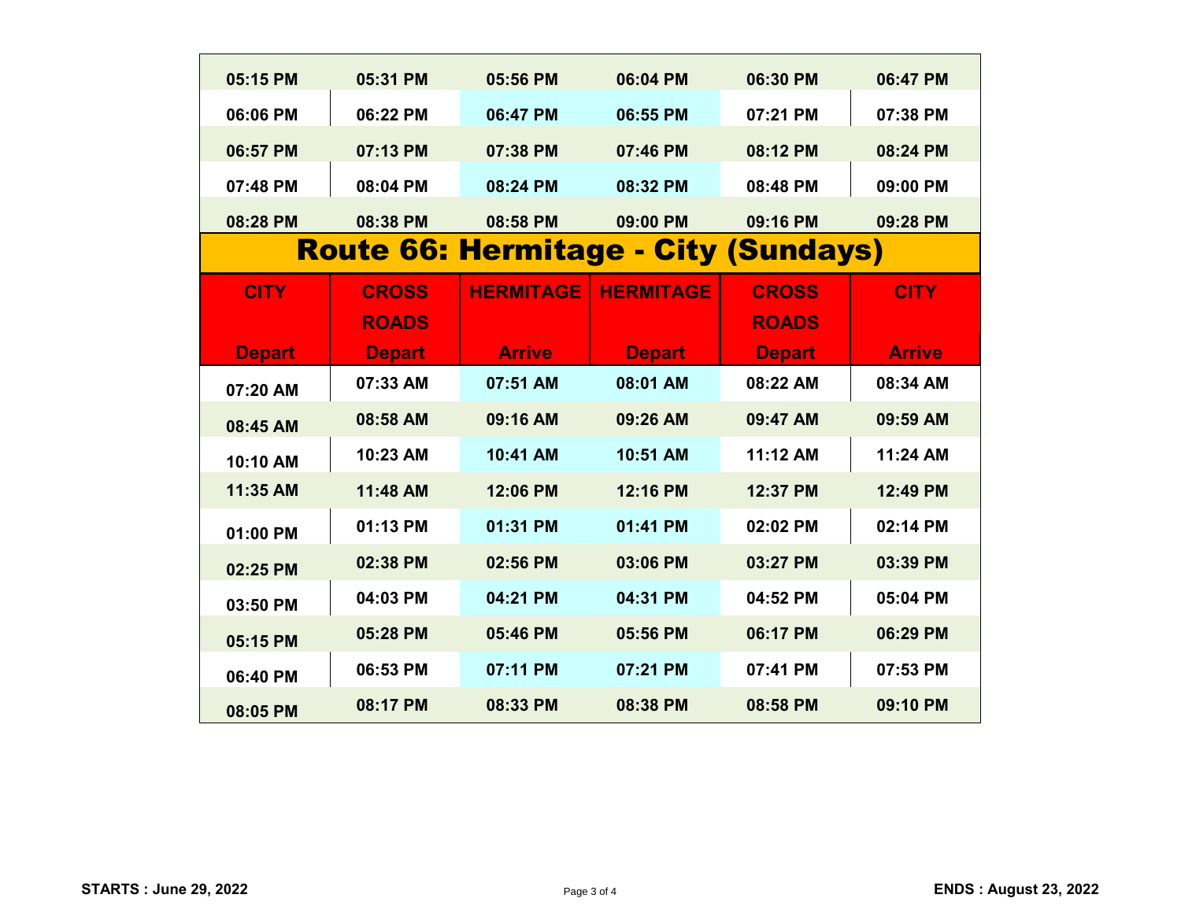| | | | | | |
|---|---|---|---|---|---|
| 05:15 PM | 05:31 PM | 05:56 PM | 06:04 PM | 06:30 PM | 06:47 PM |
| 06:06 PM | 06:22 PM | 06:47 PM | 06:55 PM | 07:21 PM | 07:38 PM |
| 06:57 PM | 07:13 PM | 07:38 PM | 07:46 PM | 08:12 PM | 08:24 PM |
| 07:48 PM | 08:04 PM | 08:24 PM | 08:32 PM | 08:48 PM | 09:00 PM |
| 08:28 PM | 08:38 PM | 08:58 PM | 09:00 PM | 09:16 PM | 09:28 PM |

# Route 66: Hermitage - City (Sundays)

| CITY Depart | CROSS ROADS Depart | HERMITAGE Arrive | HERMITAGE Depart | CROSS ROADS Depart | CITY Arrive |
|---|---|---|---|---|---|
| 07:20 AM | 07:33 AM | 07:51 AM | 08:01 AM | 08:22 AM | 08:34 AM |
| 08:45 AM | 08:58 AM | 09:16 AM | 09:26 AM | 09:47 AM | 09:59 AM |
| 10:10 AM | 10:23 AM | 10:41 AM | 10:51 AM | 11:12 AM | 11:24 AM |
| 11:35 AM | 11:48 AM | 12:06 PM | 12:16 PM | 12:37 PM | 12:49 PM |
| 01:00 PM | 01:13 PM | 01:31 PM | 01:41 PM | 02:02 PM | 02:14 PM |
| 02:25 PM | 02:38 PM | 02:56 PM | 03:06 PM | 03:27 PM | 03:39 PM |
| 03:50 PM | 04:03 PM | 04:21 PM | 04:31 PM | 04:52 PM | 05:04 PM |
| 05:15 PM | 05:28 PM | 05:46 PM | 05:56 PM | 06:17 PM | 06:29 PM |
| 06:40 PM | 06:53 PM | 07:11 PM | 07:21 PM | 07:41 PM | 07:53 PM |
| 08:05 PM | 08:17 PM | 08:33 PM | 08:38 PM | 08:58 PM | 09:10 PM |

**STARTS : June 29, 2022** **ENDS : August 23, 2022**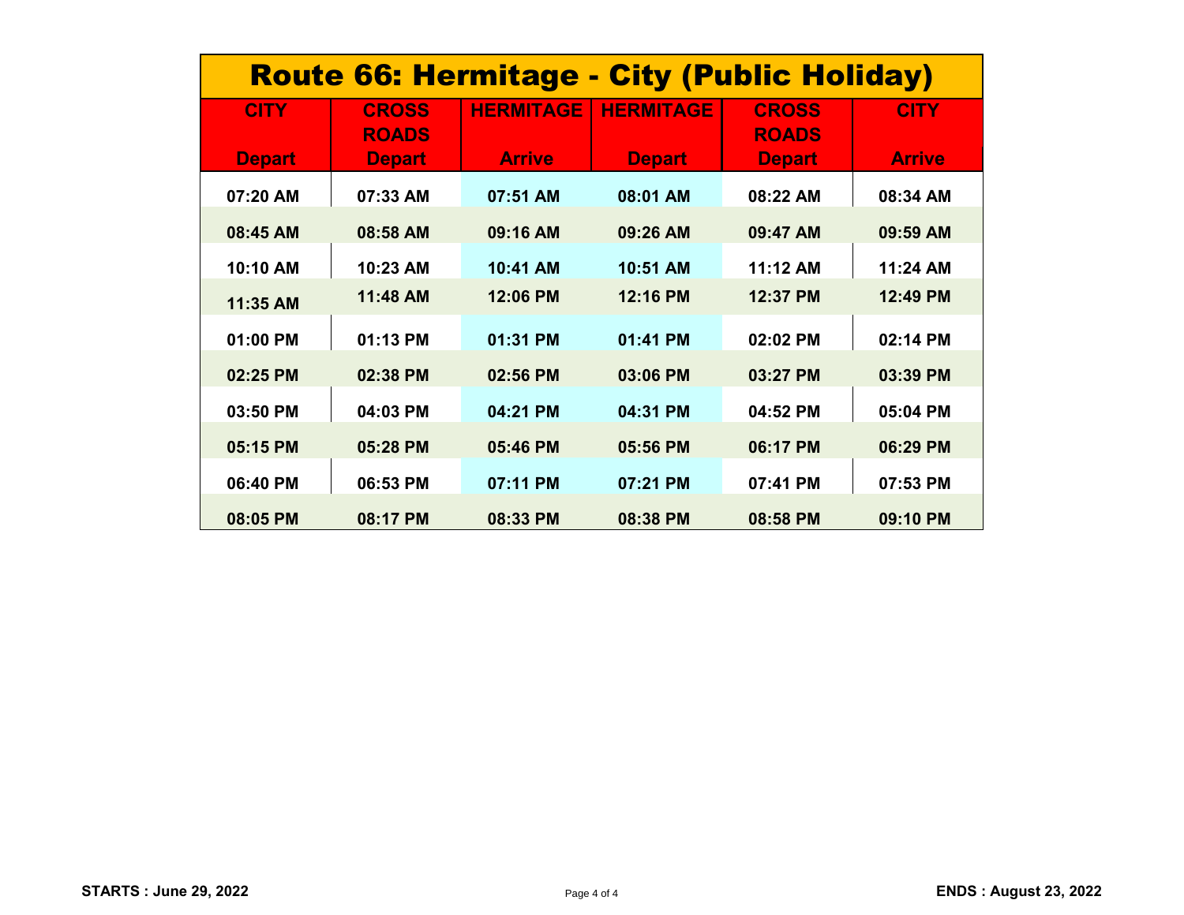# Route 66: Hermitage - City (Public Holiday)

| CITY Depart | CROSS ROADS Depart | HERMITAGE Arrive | HERMITAGE Depart | CROSS ROADS Depart | CITY Arrive |
|---|---|---|---|---|---|
| 07:20 AM | 07:33 AM | 07:51 AM | 08:01 AM | 08:22 AM | 08:34 AM |
| 08:45 AM | 08:58 AM | 09:16 AM | 09:26 AM | 09:47 AM | 09:59 AM |
| 10:10 AM | 10:23 AM | 10:41 AM | 10:51 AM | 11:12 AM | 11:24 AM |
| 11:35 AM | 11:48 AM | 12:06 PM | 12:16 PM | 12:37 PM | 12:49 PM |
| 01:00 PM | 01:13 PM | 01:31 PM | 01:41 PM | 02:02 PM | 02:14 PM |
| 02:25 PM | 02:38 PM | 02:56 PM | 03:06 PM | 03:27 PM | 03:39 PM |
| 03:50 PM | 04:03 PM | 04:21 PM | 04:31 PM | 04:52 PM | 05:04 PM |
| 05:15 PM | 05:28 PM | 05:46 PM | 05:56 PM | 06:17 PM | 06:29 PM |
| 06:40 PM | 06:53 PM | 07:11 PM | 07:21 PM | 07:41 PM | 07:53 PM |
| 08:05 PM | 08:17 PM | 08:33 PM | 08:38 PM | 08:58 PM | 09:10 PM |

**STARTS : June 29, 2022**

**ENDS : August 23, 2022**